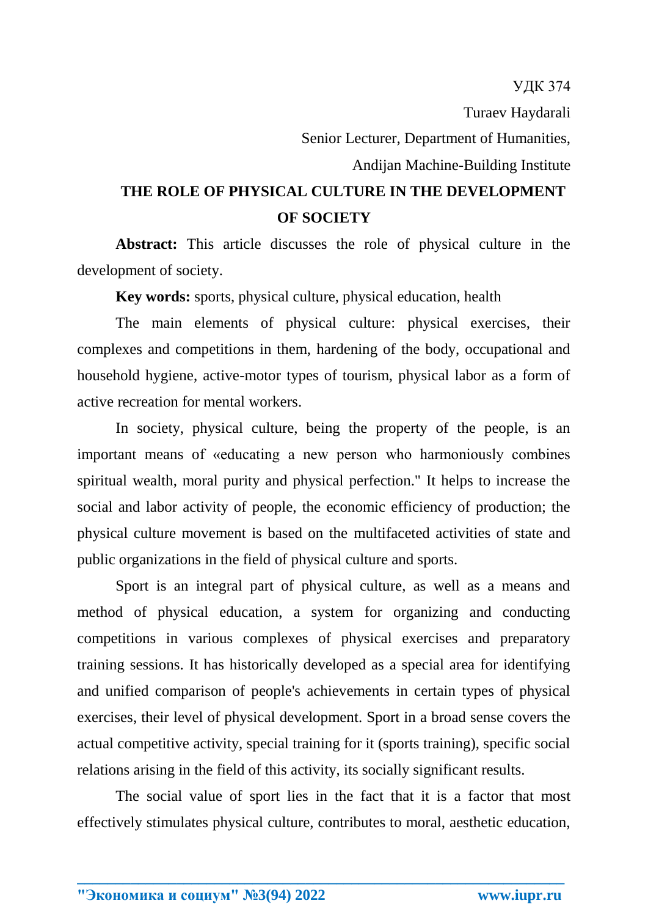УДК 374

Turaev Haydarali

Senior Lecturer, Department of Humanities,

Andijan Machine-Building Institute

# THE ROLE OF PHYSICAL CULTURE IN THE DEVELOPMENT OF SOCIETY

**Abstract:** This article discusses the role of physical culture in the development of society.

**Key words:** sports, physical culture, physical education, health

The main elements of physical culture: physical exercises, their complexes and competitions in them, hardening of the body, occupational and household hygiene, active-motor types of tourism, physical labor as a form of active recreation for mental workers.

In society, physical culture, being the property of the people, is an important means of «educating a new person who harmoniously combines spiritual wealth, moral purity and physical perfection." It helps to increase the social and labor activity of people, the economic efficiency of production; the physical culture movement is based on the multifaceted activities of state and public organizations in the field of physical culture and sports.

Sport is an integral part of physical culture, as well as a means and method of physical education, a system for organizing and conducting competitions in various complexes of physical exercises and preparatory training sessions. It has historically developed as a special area for identifying and unified comparison of people's achievements in certain types of physical exercises, their level of physical development. Sport in a broad sense covers the actual competitive activity, special training for it (sports training), specific social relations arising in the field of this activity, its socially significant results.

The social value of sport lies in the fact that it is a factor that most effectively stimulates physical culture, contributes to moral, aesthetic education,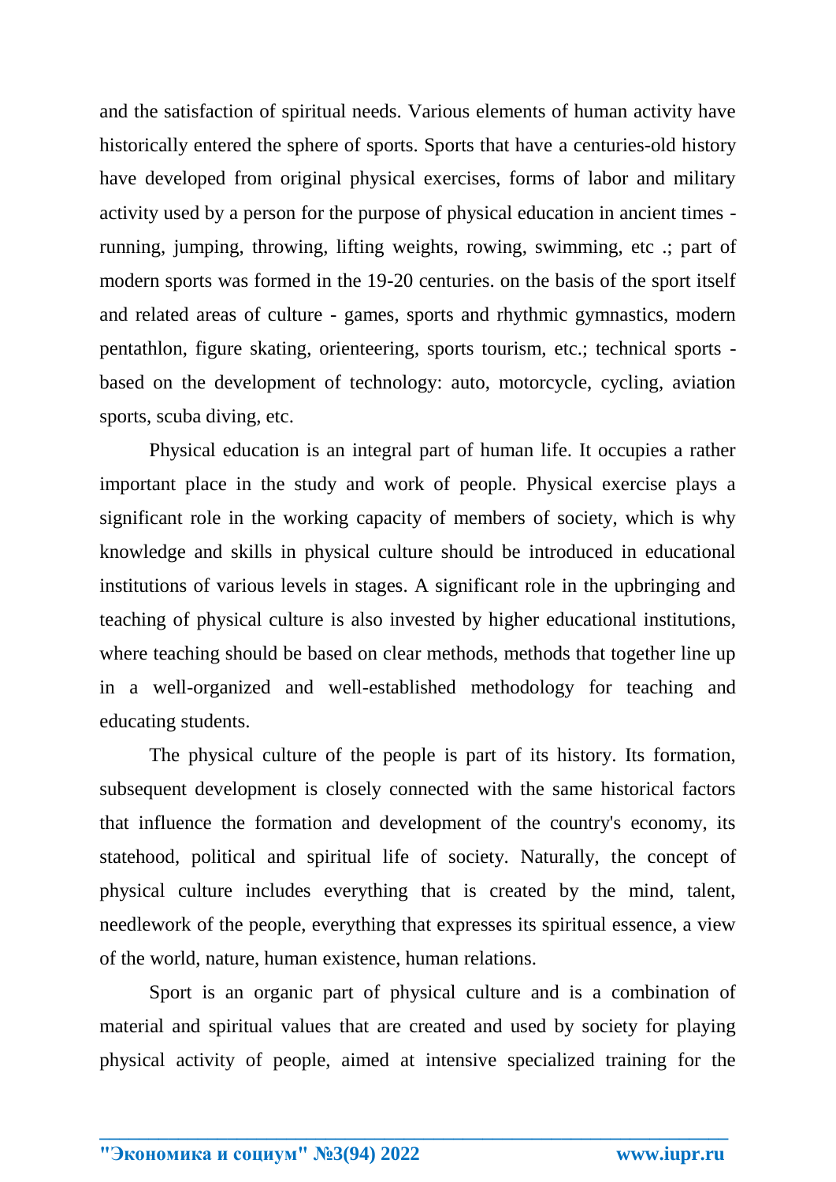and the satisfaction of spiritual needs. Various elements of human activity have historically entered the sphere of sports. Sports that have a centuries-old history have developed from original physical exercises, forms of labor and military activity used by a person for the purpose of physical education in ancient times - running, jumping, throwing, lifting weights, rowing, swimming, etc .; part of modern sports was formed in the 19-20 centuries. on the basis of the sport itself and related areas of culture - games, sports and rhythmic gymnastics, modern pentathlon, figure skating, orienteering, sports tourism, etc.; technical sports - based on the development of technology: auto, motorcycle, cycling, aviation sports, scuba diving, etc.

Physical education is an integral part of human life. It occupies a rather important place in the study and work of people. Physical exercise plays a significant role in the working capacity of members of society, which is why knowledge and skills in physical culture should be introduced in educational institutions of various levels in stages. A significant role in the upbringing and teaching of physical culture is also invested by higher educational institutions, where teaching should be based on clear methods, methods that together line up in a well-organized and well-established methodology for teaching and educating students.

The physical culture of the people is part of its history. Its formation, subsequent development is closely connected with the same historical factors that influence the formation and development of the country's economy, its statehood, political and spiritual life of society. Naturally, the concept of physical culture includes everything that is created by the mind, talent, needlework of the people, everything that expresses its spiritual essence, a view of the world, nature, human existence, human relations.

Sport is an organic part of physical culture and is a combination of material and spiritual values that are created and used by society for playing physical activity of people, aimed at intensive specialized training for the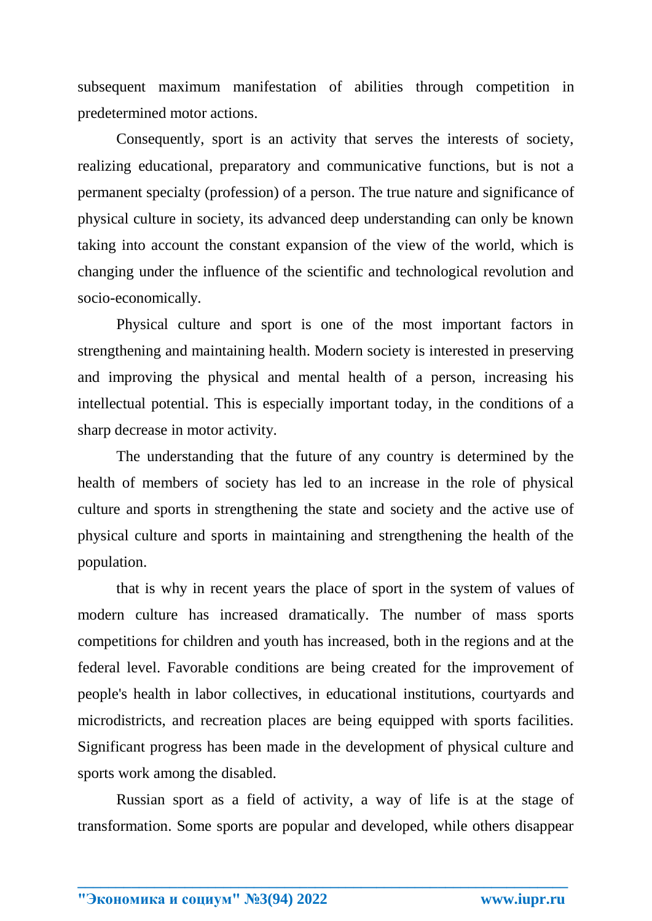subsequent maximum manifestation of abilities through competition in predetermined motor actions.

Consequently, sport is an activity that serves the interests of society, realizing educational, preparatory and communicative functions, but is not a permanent specialty (profession) of a person. The true nature and significance of physical culture in society, its advanced deep understanding can only be known taking into account the constant expansion of the view of the world, which is changing under the influence of the scientific and technological revolution and socio-economically.

Physical culture and sport is one of the most important factors in strengthening and maintaining health. Modern society is interested in preserving and improving the physical and mental health of a person, increasing his intellectual potential. This is especially important today, in the conditions of a sharp decrease in motor activity.

The understanding that the future of any country is determined by the health of members of society has led to an increase in the role of physical culture and sports in strengthening the state and society and the active use of physical culture and sports in maintaining and strengthening the health of the population.

that is why in recent years the place of sport in the system of values of modern culture has increased dramatically. The number of mass sports competitions for children and youth has increased, both in the regions and at the federal level. Favorable conditions are being created for the improvement of people's health in labor collectives, in educational institutions, courtyards and microdistricts, and recreation places are being equipped with sports facilities. Significant progress has been made in the development of physical culture and sports work among the disabled.

Russian sport as a field of activity, a way of life is at the stage of transformation. Some sports are popular and developed, while others disappear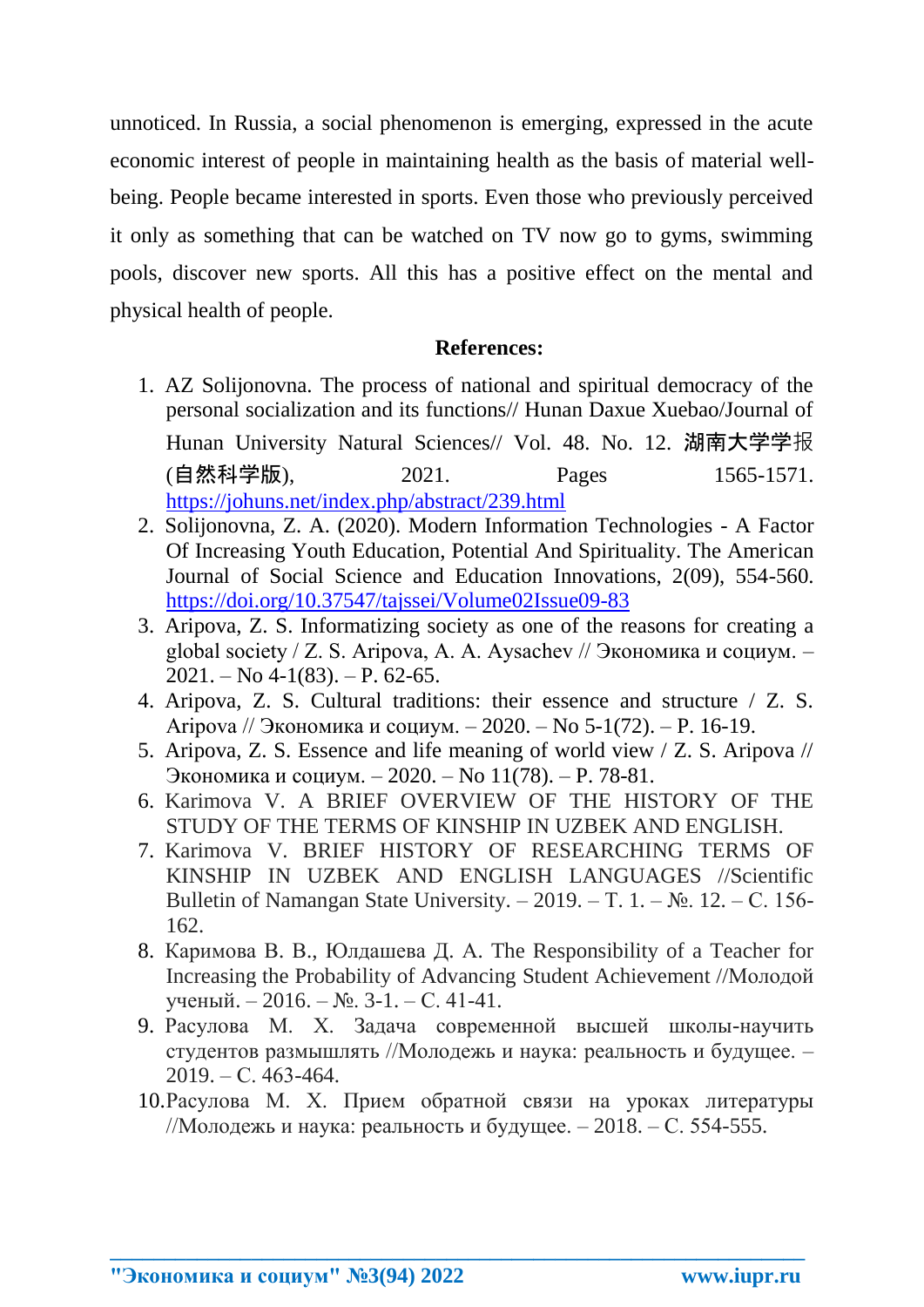unnoticed. In Russia, a social phenomenon is emerging, expressed in the acute economic interest of people in maintaining health as the basis of material well-being. People became interested in sports. Even those who previously perceived it only as something that can be watched on TV now go to gyms, swimming pools, discover new sports. All this has a positive effect on the mental and physical health of people.

**References:**

1. AZ Solijonovna. The process of national and spiritual democracy of the personal socialization and its functions// Hunan Daxue Xuebao/Journal of Hunan University Natural Sciences// Vol. 48. No. 12. 湖南大学学报(自然科学版), 2021. Pages 1565-1571. https://johuns.net/index.php/abstract/239.html
2. Solijonovna, Z. A. (2020). Modern Information Technologies - A Factor Of Increasing Youth Education, Potential And Spirituality. The American Journal of Social Science and Education Innovations, 2(09), 554-560. https://doi.org/10.37547/tajssei/Volume02Issue09-83
3. Aripova, Z. S. Informatizing society as one of the reasons for creating a global society / Z. S. Aripova, A. A. Aysachev // Экономика и социум. – 2021. – No 4-1(83). – P. 62-65.
4. Aripova, Z. S. Cultural traditions: their essence and structure / Z. S. Aripova // Экономика и социум. – 2020. – No 5-1(72). – P. 16-19.
5. Aripova, Z. S. Essence and life meaning of world view / Z. S. Aripova // Экономика и социум. – 2020. – No 11(78). – P. 78-81.
6. Karimova V. A BRIEF OVERVIEW OF THE HISTORY OF THE STUDY OF THE TERMS OF KINSHIP IN UZBEK AND ENGLISH.
7. Karimova V. BRIEF HISTORY OF RESEARCHING TERMS OF KINSHIP IN UZBEK AND ENGLISH LANGUAGES //Scientific Bulletin of Namangan State University. – 2019. – Т. 1. – №. 12. – С. 156-162.
8. Каримова В. В., Юлдашева Д. А. The Responsibility of a Teacher for Increasing the Probability of Advancing Student Achievement //Молодой ученый. – 2016. – №. 3-1. – С. 41-41.
9. Расулова М. Х. Задача современной высшей школы-научить студентов размышлять //Молодежь и наука: реальность и будущее. – 2019. – С. 463-464.
10. Расулова М. Х. Прием обратной связи на уроках литературы //Молодежь и наука: реальность и будущее. – 2018. – С. 554-555.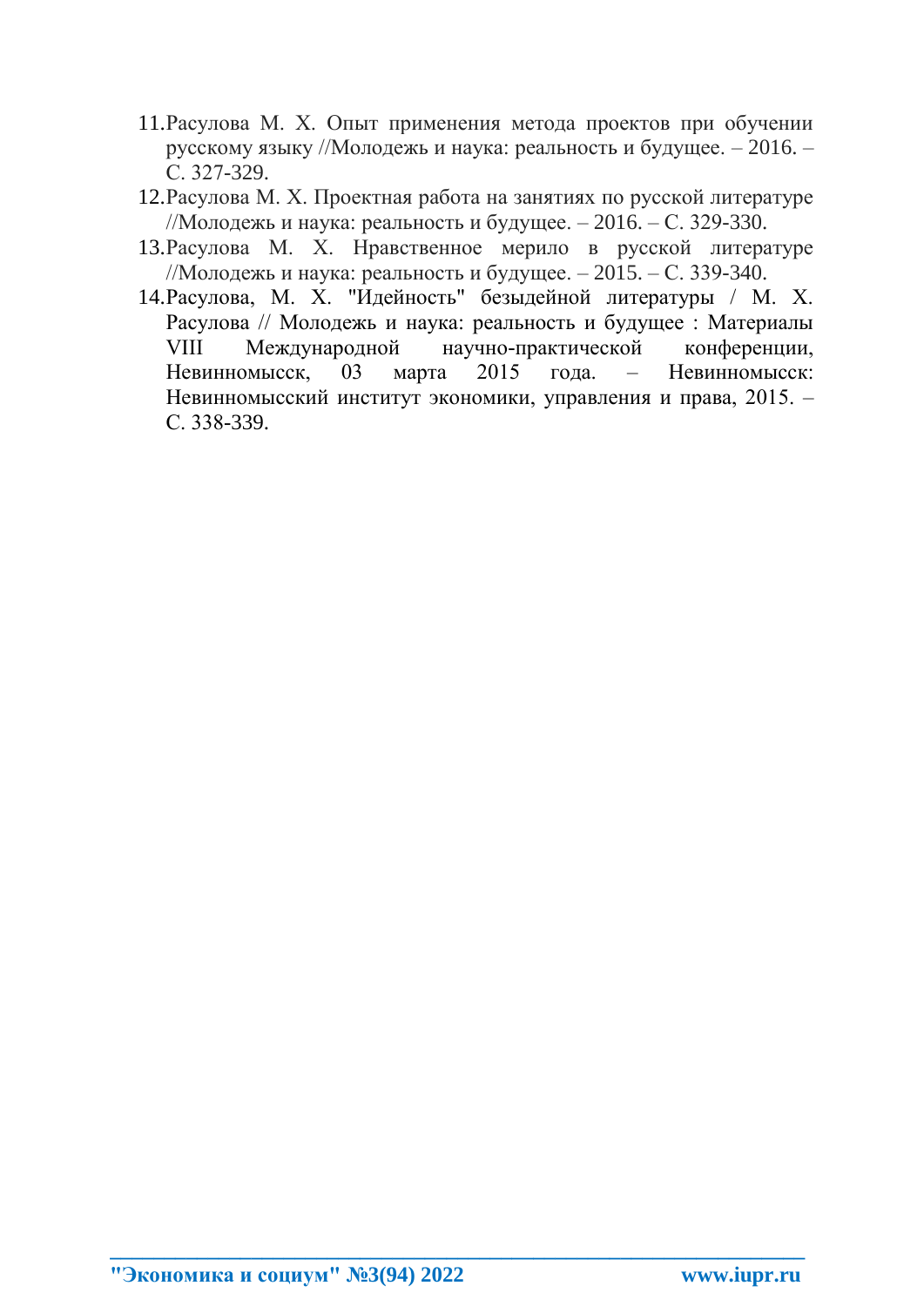11. Расулова М. Х. Опыт применения метода проектов при обучении русскому языку //Молодежь и наука: реальность и будущее. – 2016. – С. 327-329.
12. Расулова М. Х. Проектная работа на занятиях по русской литературе //Молодежь и наука: реальность и будущее. – 2016. – С. 329-330.
13. Расулова М. Х. Нравственное мерило в русской литературе //Молодежь и наука: реальность и будущее. – 2015. – С. 339-340.
14. Расулова, М. Х. "Идейность" безыдейной литературы / М. Х. Расулова // Молодежь и наука: реальность и будущее : Материалы VIII Международной научно-практической конференции, Невинномысск, 03 марта 2015 года. – Невинномысск: Невинномысский институт экономики, управления и права, 2015. – С. 338-339.